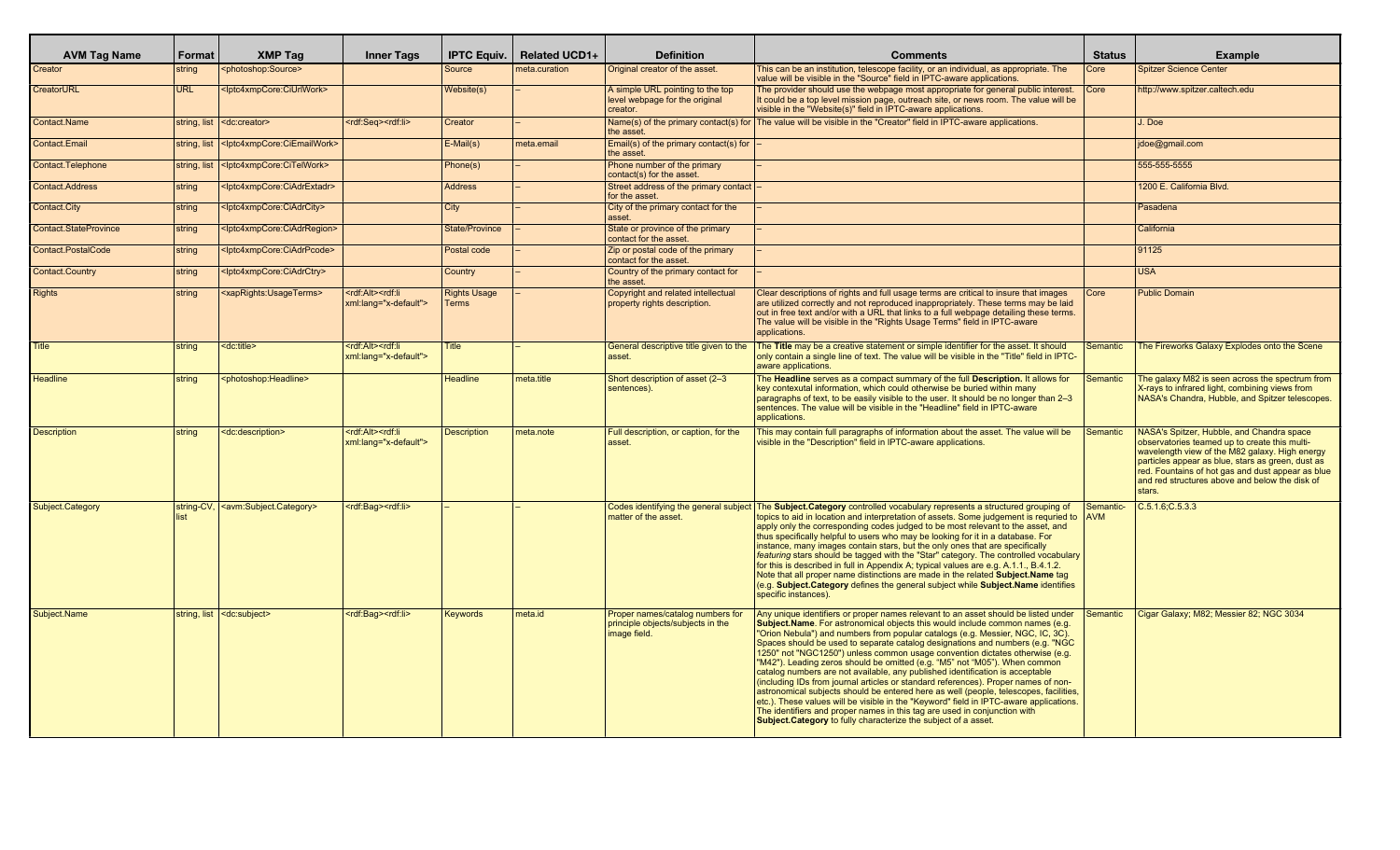| AVM Tag Name | Format | XMP Tag | Inner Tags | IPTC Equiv. | Related UCD1+ | Definition | Comments | Status | Example |
|---|---|---|---|---|---|---|---|---|---|
| Creator | string | <photoshop:Source> | | Source | meta.curation | Original creator of the asset. | This can be an institution, telescope facility, or an individual, as appropriate. The value will be visible in the "Source" field in IPTC-aware applications. | Core | Spitzer Science Center |
| CreatorURL | URL | <Iptc4xmpCore:CiUrlWork> | | Website(s) | – | A simple URL pointing to the top level webpage for the original creator. | The provider should use the webpage most appropriate for general public interest. It could be a top level mission page, outreach site, or news room. The value will be visible in the "Website(s)" field in IPTC-aware applications. | Core | http://www.spitzer.caltech.edu |
| Contact.Name | string, list | <dc:creator> | <rdf:Seq><rdf:li> | Creator | – | Name(s) of the primary contact(s) for the asset. | The value will be visible in the "Creator" field in IPTC-aware applications. | | J. Doe |
| Contact.Email | string, list | <Iptc4xmpCore:CiEmailWork> | | E-Mail(s) | meta.email | Email(s) of the primary contact(s) for the asset. | – | | jdoe@gmail.com |
| Contact.Telephone | string, list | <Iptc4xmpCore:CiTelWork> | | Phone(s) | – | Phone number of the primary contact(s) for the asset. | – | | 555-555-5555 |
| Contact.Address | string | <Iptc4xmpCore:CiAdrExtadr> | | Address | – | Street address of the primary contact for the asset. | – | | 1200 E. California Blvd. |
| Contact.City | string | <Iptc4xmpCore:CiAdrCity> | | City | – | City of the primary contact for the asset. | – | | Pasadena |
| Contact.StateProvince | string | <Iptc4xmpCore:CiAdrRegion> | | State/Province | – | State or province of the primary contact for the asset. | – | | California |
| Contact.PostalCode | string | <Iptc4xmpCore:CiAdrPcode> | | Postal code | – | Zip or postal code of the primary contact for the asset. | – | | 91125 |
| Contact.Country | string | <Iptc4xmpCore:CiAdrCtry> | | Country | – | Country of the primary contact for the asset. | – | | USA |
| Rights | string | <xapRights:UsageTerms> | <rdf:Alt><rdf:li xml:lang="x-default"> | Rights Usage Terms | – | Copyright and related intellectual property rights description. | Clear descriptions of rights and full usage terms are critical to insure that images are utilized correctly and not reproduced inappropriately. These terms may be laid out in free text and/or with a URL that links to a full webpage detailing these terms. The value will be visible in the "Rights Usage Terms" field in IPTC-aware applications. | Core | Public Domain |
| Title | string | <dc:title> | <rdf:Alt><rdf:li xml:lang="x-default"> | Title | – | General descriptive title given to the asset. | The **Title** may be a creative statement or simple identifier for the asset. It should only contain a single line of text. The value will be visible in the "Title" field in IPTC-aware applications. | Semantic | The Fireworks Galaxy Explodes onto the Scene |
| Headline | string | <photoshop:Headline> | | Headline | meta.title | Short description of asset (2–3 sentences). | The **Headline** serves as a compact summary of the full **Description.** It allows for key contextual information, which could otherwise be buried within many paragraphs of text, to be easily visible to the user. It should be no longer than 2–3 sentences. The value will be visible in the "Headline" field in IPTC-aware applications. | Semantic | The galaxy M82 is seen across the spectrum from X-rays to infrared light, combining views from NASA's Chandra, Hubble, and Spitzer telescopes. |
| Description | string | <dc:description> | <rdf:Alt><rdf:li xml:lang="x-default"> | Description | meta.note | Full description, or caption, for the asset. | This may contain full paragraphs of information about the asset. The value will be visible in the "Description" field in IPTC-aware applications. | Semantic | NASA's Spitzer, Hubble, and Chandra space observatories teamed up to create this multi-wavelength view of the M82 galaxy. High energy particles appear as blue, stars as green, dust as red. Fountains of hot gas and dust appear as blue and red structures above and below the disk of stars. |
| Subject.Category | string-CV, list | <avm:Subject.Category> | <rdf:Bag><rdf:li> | – | – | Codes identifying the general subject matter of the asset. | The **Subject.Category** controlled vocabulary represents a structured grouping of topics to aid in location and interpretation of assets. Some judgement is requried to apply only the corresponding codes judged to be most relevant to the asset, and thus specifically helpful to users who may be looking for it in a database. For instance, many images contain stars, but the only ones that are specifically *featuring* stars should be tagged with the "Star" category. The controlled vocabulary for this is described in full in Appendix A; typical values are e.g. A.1.1., B.4.1.2. Note that all proper name distinctions are made in the related **Subject.Name** tag (e.g. **Subject.Category** defines the general subject while **Subject.Name** identifies specific instances). | Semantic-AVM | C.5.1.6;C.5.3.3 |
| Subject.Name | string, list | <dc:subject> | <rdf:Bag><rdf:li> | Keywords | meta.id | Proper names/catalog numbers for principle objects/subjects in the image field. | Any unique identifiers or proper names relevant to an asset should be listed under **Subject.Name**. For astronomical objects this would include common names (e.g. "Orion Nebula") and numbers from popular catalogs (e.g. Messier, NGC, IC, 3C). Spaces should be used to separate catalog designations and numbers (e.g. "NGC 1250" not "NGC1250") unless common usage convention dictates otherwise (e.g. "M42"). Leading zeros should be omitted (e.g. "M5" not "M05"). When common catalog numbers are not available, any published identification is acceptable (including IDs from journal articles or standard references). Proper names of non-astronomical subjects should be entered here as well (people, telescopes, facilities, etc.). These values will be visible in the "Keyword" field in IPTC-aware applications. The identifiers and proper names in this tag are used in conjunction with **Subject.Category** to fully characterize the subject of a asset. | Semantic | Cigar Galaxy; M82; Messier 82; NGC 3034 |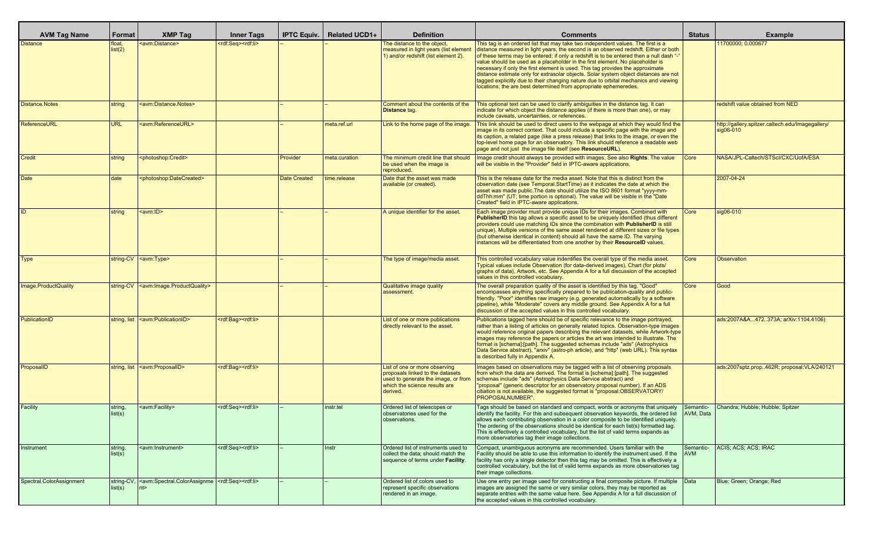| AVM Tag Name | Format | XMP Tag | Inner Tags | IPTC Equiv. | Related UCD1+ | Definition | Comments | Status | Example |
|---|---|---|---|---|---|---|---|---|---|
| Distance | float, list(2) | <avm:Distance> | <rdf:Seq><rdf:li> | – | – | The distance to the object, measured in light years (list element 1) and/or redshift (list element 2). | This tag is an ordered list that may take two independent values. The first is a distance measured in light years, the second is an observed redshift. Either or both of these terms may be entered; if only a redshift is to be entered then a null dash "-" value should be used as a placeholder in the first element. No placeholder is necessary if only the first element is used. This tag provides the approximate distance estimate only for extrasolar objects. Solar system object distances are not tagged explicitly due to their changing nature due to orbital mechanics and viewing locations; the are best determined from appropriate ephemeredes. | | 11700000; 0.000677 |
| Distance.Notes | string | <avm:Distance.Notes> | | – | – | Comment about the contents of the **Distance** tag. | This optional text can be used to clarify ambiguities in the distance tag. It can indicate for which object the distance applies (if there is more than one), or may include caveats, uncertainties, or references. | | redshift value obtained from NED |
| ReferenceURL | URL | <avm:ReferenceURL> | | – | meta.ref.url | Link to the home page of the image. | This link should be used to direct users to the webpage at which they would find the image in its correct context. That could include a specific page with the image and its caption, a related page (like a press release) that links to the image, or even the top-level home page for an observatory. This link should reference a readable web page and not just the image file itself (see **ResourceURL**). | | http://gallery.spitzer.caltech.edu/Imagegallery/sig06-010 |
| Credit | string | <photoshop:Credit> | | Provider | meta.curation | The minimum credit line that should be used when the image is reproduced. | Image credit should always be provided with images. See also **Rights**. The value will be visible in the "Provider" field in IPTC-aware applications. | Core | NASA/JPL-Caltech/STScI/CXC/UofA/ESA |
| Date | date | <photoshop:DateCreated> | | Date Created | time.release | Date that the asset was made available (or created). | This is the release date for the media asset. Note that this is distinct from the observation date (see Temporal.StartTime) as it indicates the date at which the asset was made public.The date should utilize the ISO 8601 format "yyyy-mm-ddThh:mm" (UT; time portion is optional). The value will be visible in the "Date Created" field in IPTC-aware applications. | | 2007-04-24 |
| ID | string | <avm:ID> | | – | – | A unique identifier for the asset. | Each image provider must provide unique IDs for their images. Combined with **PublisherID** this tag allows a specific asset to be uniquely identified (thus different providers could use matching IDs since the combination with **PublisherID** is still unique). Multiple versions of the same asset rendered at different sizes or file types (but otherwise identical in content) should all have the same ID. The varying instances will be differentiated from one another by their **ResourceID** values. | Core | sig06-010 |
| Type | string-CV | <avm:Type> | | – | – | The type of image/media asset. | This controlled vocabulary value indentifies the overall type of the media asset. Typical values include Observation (for data-derived images), Chart (for plots/graphs of data), Artwork, etc. See Appendix A for a full discussion of the accepted values in this controlled vocabulary. | Core | Observation |
| Image.ProductQuality | string-CV | <avm:Image.ProductQuality> | | – | – | Qualitative image quality assessment. | The overall preparation quality of the asset is identified by this tag. "Good" encompasses anything specifically prepared to be publication-quality and public-friendly. "Poor" identifies raw imagery (e.g. generated automatically by a software pipeline), while "Moderate" covers any middle ground. See Appendix A for a full discussion of the accepted values in this controlled vocabulary. | Core | Good |
| PublicationID | string, list | <avm:PublicationID> | <rdf:Bag><rdf:li> | | | List of one or more publications directly relevant to the asset. | Publications tagged here should be of specific relevance to the image portrayed, rather than a listing of articles on generally related topics. Observation-type images would reference original papers describing the relevant datasets, while Artwork-type images may reference the papers or articles the art was intended to illustrate. The format is [schema]:[path]. The suggested schemas include "ads" (Astrophysics Data Service abstract), "arxiv" (astro-ph article), and "http" (web URL). This syntax is described fully in Appendix A. | | ads:2007A&A...472..373A; arXiv:1104.4106) |
| ProposalID | string, list | <avm:ProposalID> | <rdf:Bag><rdf:li> | | | List of one or more observing proposals linked to the datasets used to generate the image, or from which the science results are derived. | Images based on observations may be tagged with a list of observing proposals from which the data are derived. The format is [schema]:[path]. The suggested schemas include "ads" (Astrophysics Data Service abstract) and "proposal" (generic descriptor for an observatory proposal number). If an ADS citiation is not available, the suggested format is "proposal:OBSERVATORY/PROPOSALNUMBER". | | ads:2007sptz.prop..462R; proposal:VLA/240121 |
| Facility | string, list(s) | <avm:Facility> | <rdf:Seq><rdf:li> | – | instr.tel | Ordered list of telescopes or observatories used for the observations. | Tags should be based on standard and compact, words or acronyms that uniquely identify the facility. For this and subsequent observation keywords, the ordered list allows each contributing observation in a color composite to be identified uniquely. The ordering of the observations should be identical for each list(s) formatted tag. This is effectively a controlled vocabulary, but the list of valid terms expands as more observatories tag their image collections. | Semantic-AVM, Data | Chandra; Hubble; Hubble; Spitzer |
| Instrument | string, list(s) | <avm:Instrument> | <rdf:Seq><rdf:li> | – | Instr | Ordered list of instruments used to collect the data; should match the sequence of terms under **Facility**. | Compact, unambiguous acronyms are recommended. Users familiar with the Facility should be able to use this information to identify the instrument used. If the facility has only a single detector then this tag may be omitted. This is effectively a controlled vocabulary, but the list of valid terms expands as more observatories tag their image collections. | Semantic-AVM | ACIS; ACS; ACS; IRAC |
| Spectral.ColorAssignment | string-CV, list(s) | <avm:Spectral.ColorAssignment> | <rdf:Seq><rdf:li> | – | – | Ordered list of colors used to represent specific observations rendered in an image. | Use one entry per image used for constructing a final composite picture. If multiple images are assigned the same or very similar colors, they may be reported as separate entries with the same value here. See Appendix A for a full discussion of the accepted values in this controlled vocabulary. | Data | Blue; Green; Orange; Red |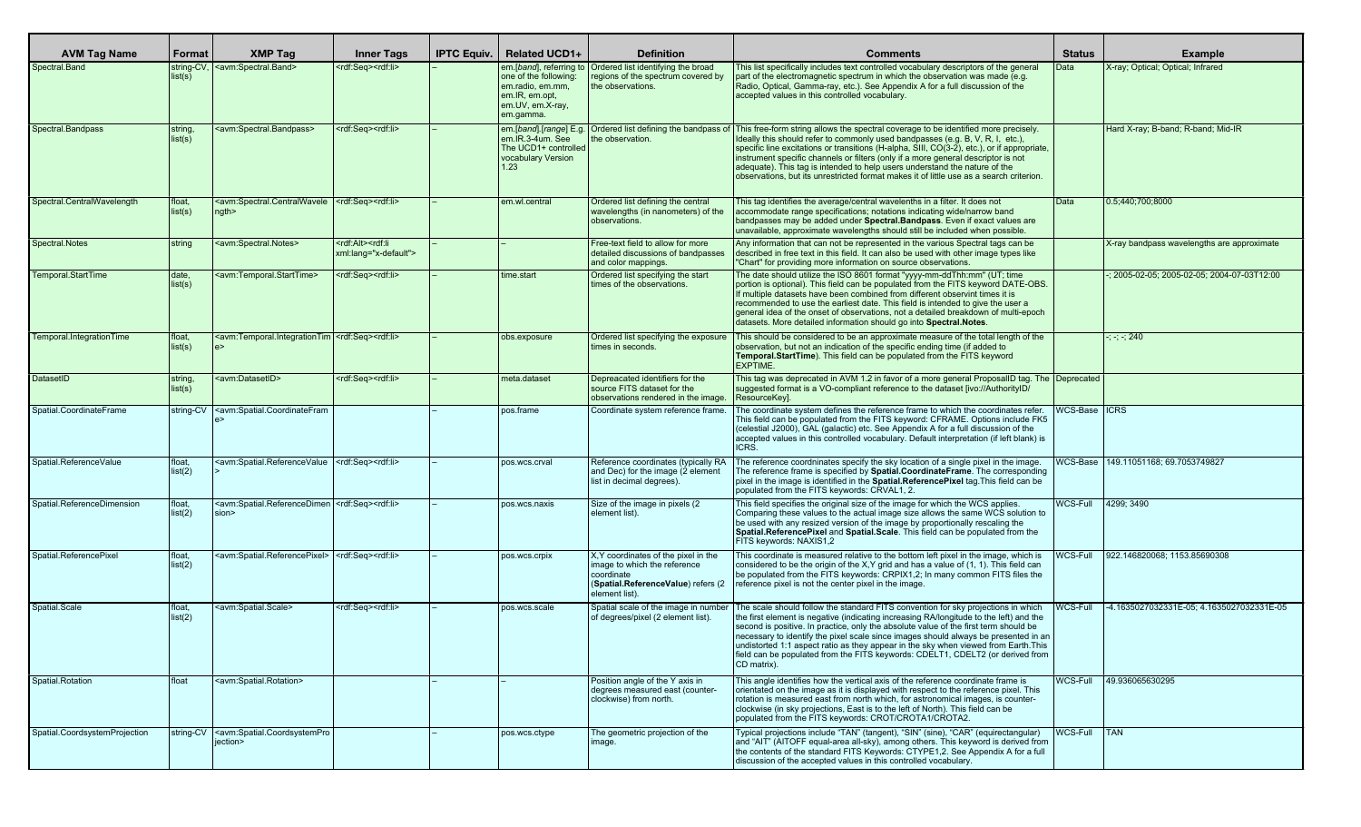| AVM Tag Name | Format | XMP Tag | Inner Tags | IPTC Equiv. | Related UCD1+ | Definition | Comments | Status | Example |
|---|---|---|---|---|---|---|---|---|---|
| Spectral.Band | string-CV, list(s) | <avm:Spectral.Band> | <rdf:Seq><rdf:li> | – | em.[*band*], referring to one of the following: em.radio, em.mm, em.IR, em.opt, em.UV, em.X-ray, em.gamma. | Ordered list identifying the broad regions of the spectrum covered by the observations. | This list specifically includes text controlled vocabulary descriptors of the general part of the electromagnetic spectrum in which the observation was made (e.g. Radio, Optical, Gamma-ray, etc.). See Appendix A for a full discussion of the accepted values in this controlled vocabulary. | Data | X-ray; Optical; Optical; Infrared |
| Spectral.Bandpass | string, list(s) | <avm:Spectral.Bandpass> | <rdf:Seq><rdf:li> | – | em.[*band*].[*range*] E.g. em.IR.3-4um. See The UCD1+ controlled vocabulary Version 1.23 | Ordered list defining the bandpass of the observation. | This free-form string allows the spectral coverage to be identified more precisely. Ideally this should refer to commonly used bandpasses (e.g. B, V, R, I, etc.), specific line excitations or transitions (H-alpha, SIII, CO(3-2), etc.), or if appropriate, instrument specific channels or filters (only if a more general descriptor is not adequate). This tag is intended to help users understand the nature of the observations, but its unrestricted format makes it of little use as a search criterion. | | Hard X-ray; B-band; R-band; Mid-IR |
| Spectral.CentralWavelength | float, list(s) | <avm:Spectral.CentralWavelength> | <rdf:Seq><rdf:li> | – | em.wl.central | Ordered list defining the central wavelengths (in nanometers) of the observations. | This tag identifies the average/central wavelenths in a filter. It does not accommodate range specifications; notations indicating wide/narrow band bandpasses may be added under **Spectral.Bandpass**. Even if exact values are unavailable, approximate wavelengths should still be included when possible. | Data | 0.5;440;700;8000 |
| Spectral.Notes | string | <avm:Spectral.Notes> | <rdf:Alt><rdf:li xml:lang="x-default"> | – | – | Free-text field to allow for more detailed discussions of bandpasses and color mappings. | Any information that can not be represented in the various Spectral tags can be described in free text in this field. It can also be used with other image types like "Chart" for providing more information on source observations. | | X-ray bandpass wavelengths are approximate |
| Temporal.StartTime | date, list(s) | <avm:Temporal.StartTime> | <rdf:Seq><rdf:li> | – | time.start | Ordered list specifying the start times of the observations. | The date should utilize the ISO 8601 format "yyyy-mm-ddThh:mm" (UT; time portion is optional). This field can be populated from the FITS keyword DATE-OBS. If multiple datasets have been combined from different observint times it is recommended to use the earliest date. This field is intended to give the user a general idea of the onset of observations, not a detailed breakdown of multi-epoch datasets. More detailed information should go into **Spectral.Notes**. | | -; 2005-02-05; 2005-02-05; 2004-07-03T12:00 |
| Temporal.IntegrationTime | float, list(s) | <avm:Temporal.IntegrationTime> | <rdf:Seq><rdf:li> | – | obs.exposure | Ordered list specifying the exposure times in seconds. | This should be considered to be an approximate measure of the total length of the observation, but not an indication of the specific ending time (if added to **Temporal.StartTime**). This field can be populated from the FITS keyword EXPTIME. | | -; -; -; 240 |
| DatasetID | string, list(s) | <avm:DatasetID> | <rdf:Seq><rdf:li> | – | meta.dataset | Depreacated identifiers for the source FITS dataset for the observations rendered in the image. | This tag was deprecated in AVM 1.2 in favor of a more general ProposalID tag. The suggested format is a VO-compliant reference to the dataset [ivo://AuthorityID/ResourceKey]. | Deprecated | |
| Spatial.CoordinateFrame | string-CV | <avm:Spatial.CoordinateFrame> | | – | pos.frame | Coordinate system reference frame. | The coordinate system defines the reference frame to which the coordinates refer. This field can be populated from the FITS keyword: CFRAME. Options include FK5 (celestial J2000), GAL (galactic) etc. See Appendix A for a full discussion of the accepted values in this controlled vocabulary. Default interpretation (if left blank) is ICRS. | WCS-Base | ICRS |
| Spatial.ReferenceValue | float, list(2) | <avm:Spatial.ReferenceValue> | <rdf:Seq><rdf:li> | – | pos.wcs.crval | Reference coordinates (typically RA and Dec) for the image (2 element list in decimal degrees). | The reference coordninates specify the sky location of a single pixel in the image. The reference frame is specified by **Spatial.CoordinateFrame**. The corresponding pixel in the image is identified in the **Spatial.ReferencePixel** tag.This field can be populated from the FITS keywords: CRVAL1, 2. | WCS-Base | 149.11051168; 69.7053749827 |
| Spatial.ReferenceDimension | float, list(2) | <avm:Spatial.ReferenceDimension> | <rdf:Seq><rdf:li> | – | pos.wcs.naxis | Size of the image in pixels (2 element list). | This field specifies the original size of the image for which the WCS applies. Comparing these values to the actual image size allows the same WCS solution to be used with any resized version of the image by proportionally rescaling the **Spatial.ReferencePixel** and **Spatial.Scale**. This field can be populated from the FITS keywords: NAXIS1,2 | WCS-Full | 4299; 3490 |
| Spatial.ReferencePixel | float, list(2) | <avm:Spatial.ReferencePixel> | <rdf:Seq><rdf:li> | – | pos.wcs.crpix | X,Y coordinates of the pixel in the image to which the reference coordinate (**Spatial.ReferenceValue**) refers (2 element list). | This coordinate is measured relative to the bottom left pixel in the image, which is considered to be the origin of the X,Y grid and has a value of (1, 1). This field can be populated from the FITS keywords: CRPIX1,2; In many common FITS files the reference pixel is not the center pixel in the image. | WCS-Full | 922.146820068; 1153.85690308 |
| Spatial.Scale | float, list(2) | <avm:Spatial.Scale> | <rdf:Seq><rdf:li> | – | pos.wcs.scale | Spatial scale of the image in number of degrees/pixel (2 element list). | The scale should follow the standard FITS convention for sky projections in which the first element is negative (indicating increasing RA/longitude to the left) and the second is positive. In practice, only the absolute value of the first term should be necessary to identify the pixel scale since images should always be presented in an undistorted 1:1 aspect ratio as they appear in the sky when viewed from Earth.This field can be populated from the FITS keywords: CDELT1, CDELT2 (or derived from CD matrix). | WCS-Full | -4.1635027032331E-05; 4.1635027032331E-05 |
| Spatial.Rotation | float | <avm:Spatial.Rotation> | | – | – | Position angle of the Y axis in degrees measured east (counter-clockwise) from north. | This angle identifies how the vertical axis of the reference coordinate frame is orientated on the image as it is displayed with respect to the reference pixel. This rotation is measured east from north which, for astronomical images, is counter-clockwise (in sky projections, East is to the left of North). This field can be populated from the FITS keywords: CROT/CROTA1/CROTA2. | WCS-Full | 49.936065630295 |
| Spatial.CoordsystemProjection | string-CV | <avm:Spatial.CoordsystemProjection> | | – | pos.wcs.ctype | The geometric projection of the image. | Typical projections include "TAN" (tangent), "SIN" (sine), "CAR" (equirectangular) and "AIT" (AITOFF equal-area all-sky), among others. This keyword is derived from the contents of the standard FITS Keywords: CTYPE1,2. See Appendix A for a full discussion of the accepted values in this controlled vocabulary. | WCS-Full | TAN |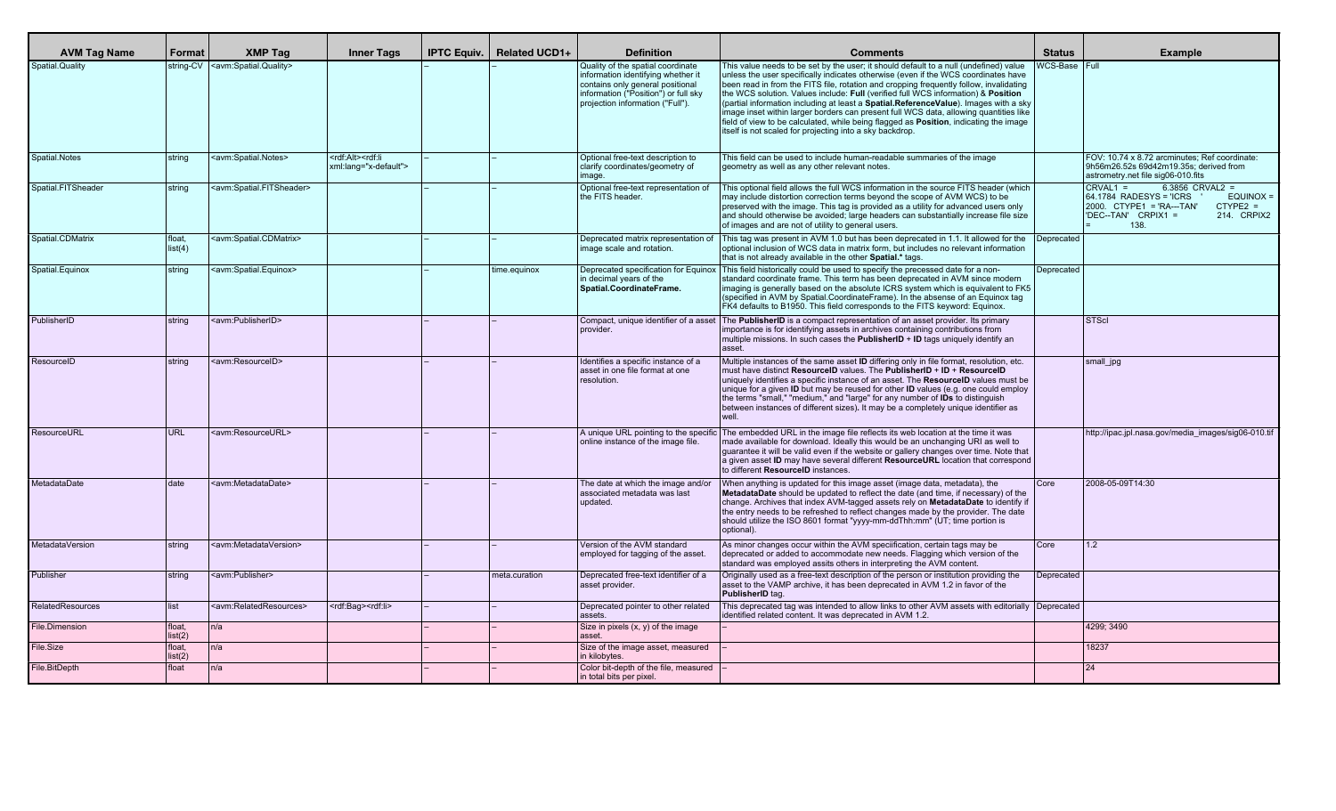| AVM Tag Name | Format | XMP Tag | Inner Tags | IPTC Equiv. | Related UCD1+ | Definition | Comments | Status | Example |
|---|---|---|---|---|---|---|---|---|---|
| Spatial.Quality | string-CV | <avm:Spatial.Quality> | | – | | Quality of the spatial coordinate information identifying whether it contains only general positional information ("Position") or full sky projection information ("Full"). | This value needs to be set by the user; it should default to a null (undefined) value unless the user specifically indicates otherwise (even if the WCS coordinates have been read in from the FITS file, rotation and cropping frequently follow, invalidating the WCS solution. Values include: **Full** (verified full WCS information) & **Position** (partial information including at least a **Spatial.ReferenceValue**). Images with a sky image inset within larger borders can present full WCS data, allowing quantities like field of view to be calculated, while being flagged as **Position**, indicating the image itself is not scaled for projecting into a sky backdrop. | WCS-Base | Full |
| Spatial.Notes | string | <avm:Spatial.Notes> | <rdf:Alt><rdf:li xml:lang="x-default"> | – | – | Optional free-text description to clarify coordinates/geometry of image. | This field can be used to include human-readable summaries of the image geometry as well as any other relevant notes. | | FOV: 10.74 x 8.72 arcminutes; Ref coordinate: 9h56m26.52s 69d42m19.35s; derived from astrometry.net file sig06-010.fits |
| Spatial.FITSheader | string | <avm:Spatial.FITSheader> | | – | – | Optional free-text representation of the FITS header. | This optional field allows the full WCS information in the source FITS header (which may include distortion correction terms beyond the scope of AVM WCS) to be preserved with the image. This tag is provided as a utility for advanced users only and should otherwise be avoided; large headers can substantially increase file size of images and are not of utility to general users. | | CRVAL1 = 6.3856 CRVAL2 = 64.1784 RADESYS = 'ICRS ' EQUINOX = 2000. CTYPE1 = 'RA---TAN' CTYPE2 = 'DEC--TAN' CRPIX1 = 214. CRPIX2 = 138. |
| Spatial.CDMatrix | float, list(4) | <avm:Spatial.CDMatrix> | | – | – | Deprecated matrix representation of image scale and rotation. | This tag was present in AVM 1.0 but has been deprecated in 1.1. It allowed for the optional inclusion of WCS data in matrix form, but includes no relevant information that is not already available in the other **Spatial.*** tags. | Deprecated | |
| Spatial.Equinox | string | <avm:Spatial.Equinox> | | – | time.equinox | Deprecated specification for Equinox in decimal years of the **Spatial.CoordinateFrame.** | This field historically could be used to specify the processed date for a non-standard coordinate frame. This term has been deprecated in AVM since modern imaging is generally based on the absolute ICRS system which is equivalent to FK5 (specified in AVM by Spatial.CoordinateFrame). In the absense of an Equinox tag FK4 defaults to B1950. This field corresponds to the FITS keyword: Equinox. | Deprecated | |
| PublisherID | string | <avm:PublisherID> | | – | – | Compact, unique identifier of a asset provider. | The **PublisherID** is a compact representation of an asset provider. Its primary importance is for identifying assets in archives containing contributions from multiple missions. In such cases the **PublisherID** + **ID** tags uniquely identify an asset. | | STScI |
| ResourceID | string | <avm:ResourceID> | | – | – | Identifies a specific instance of a asset in one file format at one resolution. | Multiple instances of the same asset **ID** differing only in file format, resolution, etc. must have distinct **ResourceID** values. The **PublisherID** + **ID** + **ResourceID** uniquely identifies a specific instance of an asset. The **ResourceID** values must be unique for a given **ID** but may be reused for other **ID** values (e.g. one could employ the terms "small," "medium," and "large" for any number of **IDs** to distinguish between instances of different sizes). It may be a completely unique identifier as well. | | small_jpg |
| ResourceURL | URL | <avm:ResourceURL> | | – | – | A unique URL pointing to the specific online instance of the image file. | The embedded URL in the image file reflects its web location at the time it was made available for download. Ideally this would be an unchanging URI as well to guarantee it will be valid even if the website or gallery changes over time. Note that a given asset **ID** may have several different **ResourceURL** location that correspond to different **ResourceID** instances. | | http://ipac.jpl.nasa.gov/media_images/sig06-010.tif |
| MetadataDate | date | <avm:MetadataDate> | | – | – | The date at which the image and/or associated metadata was last updated. | When anything is updated for this image asset (image data, metadata), the **MetadataDate** should be updated to reflect the date (and time, if necessary) of the change. Archives that index AVM-tagged assets rely on **MetadataDate** to identify if the entry needs to be refreshed to reflect changes made by the provider. The date should utilize the ISO 8601 format "yyyy-mm-ddThh:mm" (UT; time portion is optional). | Core | 2008-05-09T14:30 |
| MetadataVersion | string | <avm:MetadataVersion> | | – | – | Version of the AVM standard employed for tagging of the asset. | As minor changes occur within the AVM speciification, certain tags may be deprecated or added to accommodate new needs. Flagging which version of the standard was employed assits others in interpreting the AVM content. | Core | 1.2 |
| Publisher | string | <avm:Publisher> | | – | meta.curation | Deprecated free-text identifier of a asset provider. | Originally used as a free-text description of the person or institution providing the asset to the VAMP archive, it has been deprecated in AVM 1.2 in favor of the **PublisherID** tag. | Deprecated | |
| RelatedResources | list | <avm:RelatedResources> | <rdf:Bag><rdf:li> | – | – | Deprecated pointer to other related assets. | This deprecated tag was intended to allow links to other AVM assets with editorially identified related content. It was deprecated in AVM 1.2. | Deprecated | |
| File.Dimension | float, list(2) | n/a | | – | – | Size in pixels (x, y) of the image asset. | – | | 4299; 3490 |
| File.Size | float, list(2) | n/a | | – | – | Size of the image asset, measured in kilobytes. | – | | 18237 |
| File.BitDepth | float | n/a | | – | – | Color bit-depth of the file, measured in total bits per pixel. | – | | 24 |